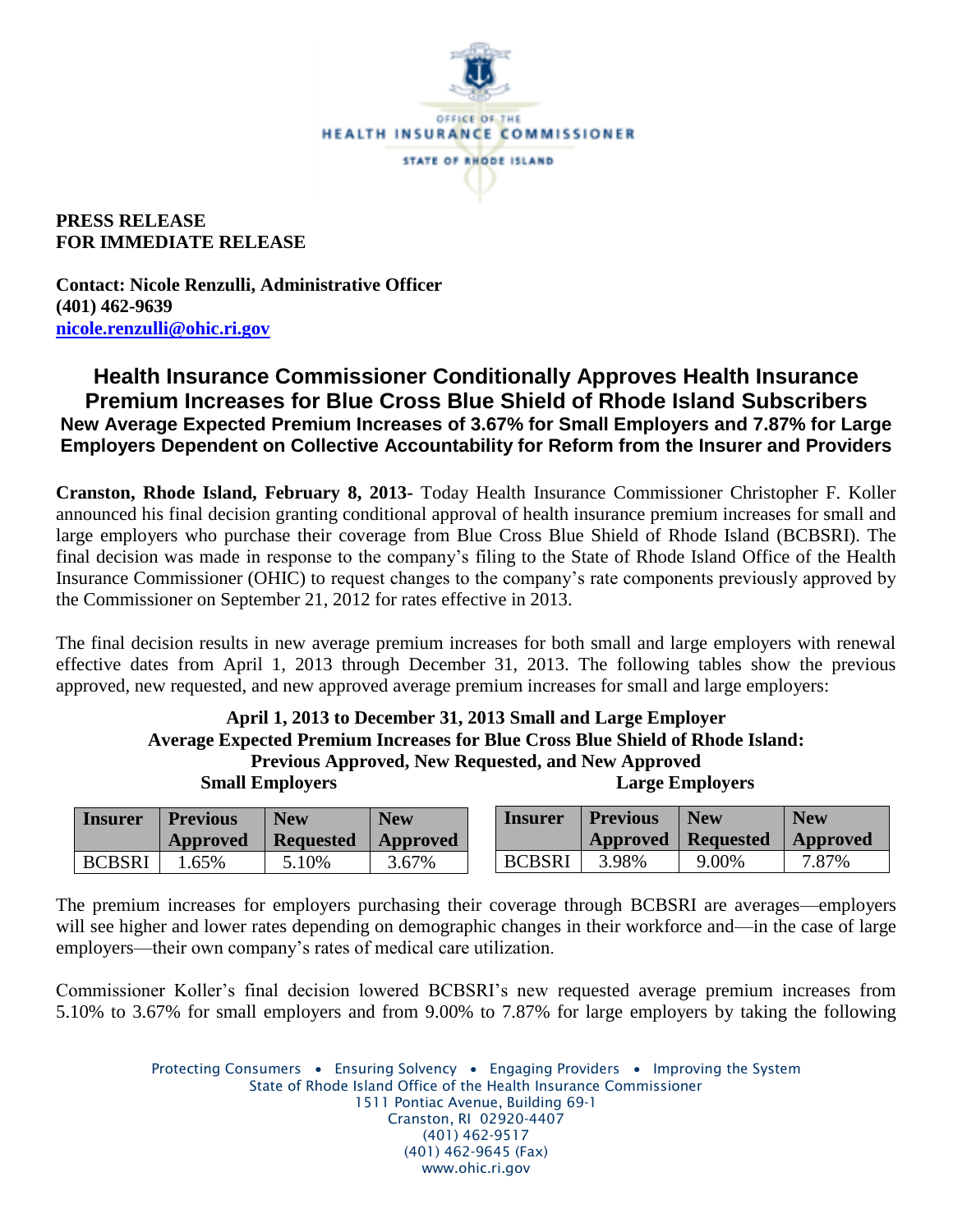**PRESS RELEASE**
**FOR IMMEDIATE RELEASE**

**Contact: Nicole Renzulli, Administrative Officer**
**(401) 462-9639**
**nicole.renzulli@ohic.ri.gov**

# Health Insurance Commissioner Conditionally Approves Health Insurance Premium Increases for Blue Cross Blue Shield of Rhode Island Subscribers

### New Average Expected Premium Increases of 3.67% for Small Employers and 7.87% for Large Employers Dependent on Collective Accountability for Reform from the Insurer and Providers

**Cranston, Rhode Island, February 8, 2013-** Today Health Insurance Commissioner Christopher F. Koller announced his final decision granting conditional approval of health insurance premium increases for small and large employers who purchase their coverage from Blue Cross Blue Shield of Rhode Island (BCBSRI). The final decision was made in response to the company's filing to the State of Rhode Island Office of the Health Insurance Commissioner (OHIC) to request changes to the company's rate components previously approved by the Commissioner on September 21, 2012 for rates effective in 2013.

The final decision results in new average premium increases for both small and large employers with renewal effective dates from April 1, 2013 through December 31, 2013. The following tables show the previous approved, new requested, and new approved average premium increases for small and large employers:

**April 1, 2013 to December 31, 2013 Small and Large Employer Average Expected Premium Increases for Blue Cross Blue Shield of Rhode Island: Previous Approved, New Requested, and New Approved**

**Small Employers**

| Insurer | Previous Approved | New Requested | New Approved |
|---|---|---|---|
| BCBSRI | 1.65% | 5.10% | 3.67% |

**Large Employers**

| Insurer | Previous Approved | New Requested | New Approved |
|---|---|---|---|
| BCBSRI | 3.98% | 9.00% | 7.87% |

The premium increases for employers purchasing their coverage through BCBSRI are averages—employers will see higher and lower rates depending on demographic changes in their workforce and—in the case of large employers—their own company's rates of medical care utilization.

Commissioner Koller's final decision lowered BCBSRI's new requested average premium increases from 5.10% to 3.67% for small employers and from 9.00% to 7.87% for large employers by taking the following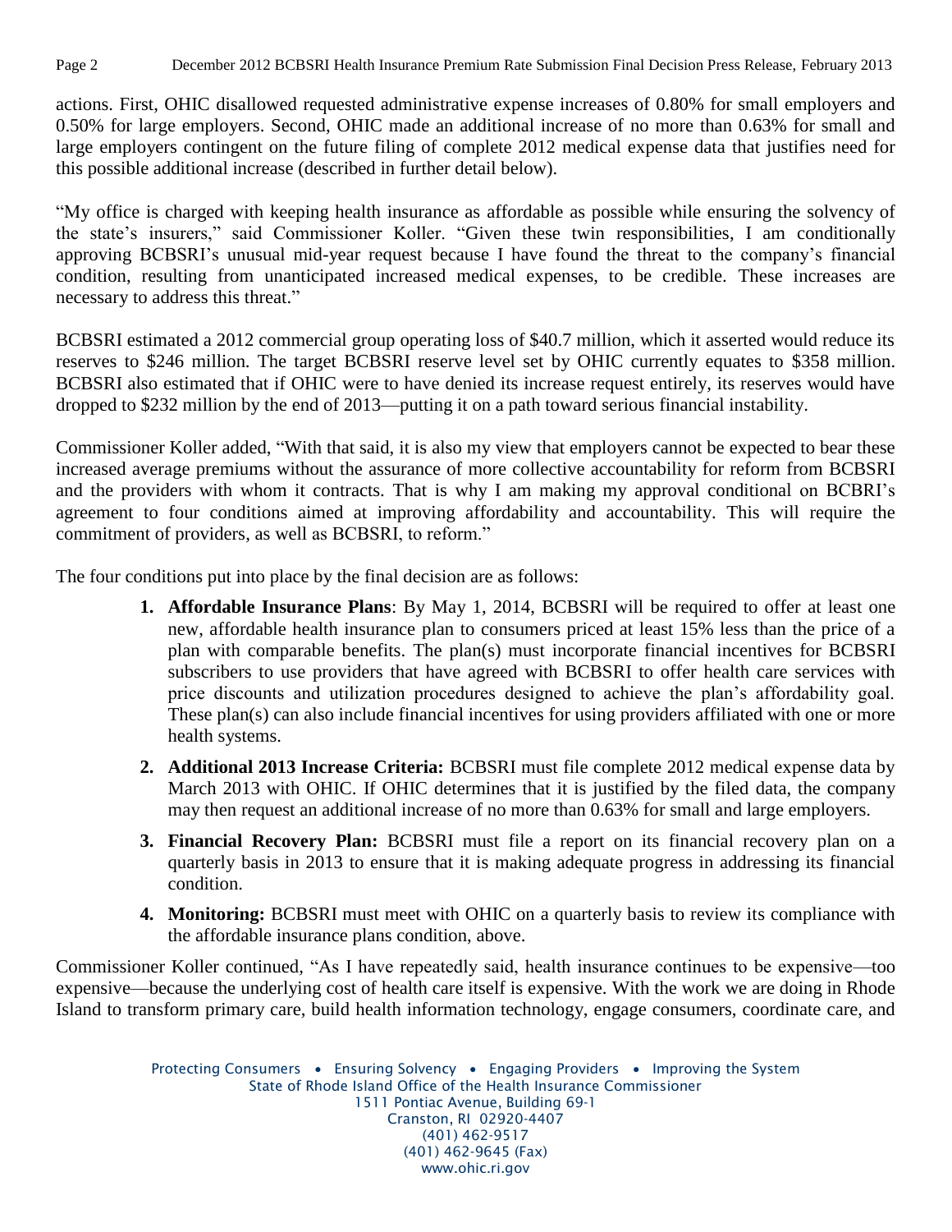actions. First, OHIC disallowed requested administrative expense increases of 0.80% for small employers and 0.50% for large employers. Second, OHIC made an additional increase of no more than 0.63% for small and large employers contingent on the future filing of complete 2012 medical expense data that justifies need for this possible additional increase (described in further detail below).

"My office is charged with keeping health insurance as affordable as possible while ensuring the solvency of the state's insurers," said Commissioner Koller. "Given these twin responsibilities, I am conditionally approving BCBSRI's unusual mid-year request because I have found the threat to the company's financial condition, resulting from unanticipated increased medical expenses, to be credible. These increases are necessary to address this threat."

BCBSRI estimated a 2012 commercial group operating loss of $40.7 million, which it asserted would reduce its reserves to $246 million. The target BCBSRI reserve level set by OHIC currently equates to $358 million. BCBSRI also estimated that if OHIC were to have denied its increase request entirely, its reserves would have dropped to $232 million by the end of 2013—putting it on a path toward serious financial instability.

Commissioner Koller added, "With that said, it is also my view that employers cannot be expected to bear these increased average premiums without the assurance of more collective accountability for reform from BCBSRI and the providers with whom it contracts. That is why I am making my approval conditional on BCBRI's agreement to four conditions aimed at improving affordability and accountability. This will require the commitment of providers, as well as BCBSRI, to reform."

The four conditions put into place by the final decision are as follows:

1. **Affordable Insurance Plans**: By May 1, 2014, BCBSRI will be required to offer at least one new, affordable health insurance plan to consumers priced at least 15% less than the price of a plan with comparable benefits. The plan(s) must incorporate financial incentives for BCBSRI subscribers to use providers that have agreed with BCBSRI to offer health care services with price discounts and utilization procedures designed to achieve the plan's affordability goal. These plan(s) can also include financial incentives for using providers affiliated with one or more health systems.
2. **Additional 2013 Increase Criteria:** BCBSRI must file complete 2012 medical expense data by March 2013 with OHIC. If OHIC determines that it is justified by the filed data, the company may then request an additional increase of no more than 0.63% for small and large employers.
3. **Financial Recovery Plan:** BCBSRI must file a report on its financial recovery plan on a quarterly basis in 2013 to ensure that it is making adequate progress in addressing its financial condition.
4. **Monitoring:** BCBSRI must meet with OHIC on a quarterly basis to review its compliance with the affordable insurance plans condition, above.

Commissioner Koller continued, "As I have repeatedly said, health insurance continues to be expensive—too expensive—because the underlying cost of health care itself is expensive. With the work we are doing in Rhode Island to transform primary care, build health information technology, engage consumers, coordinate care, and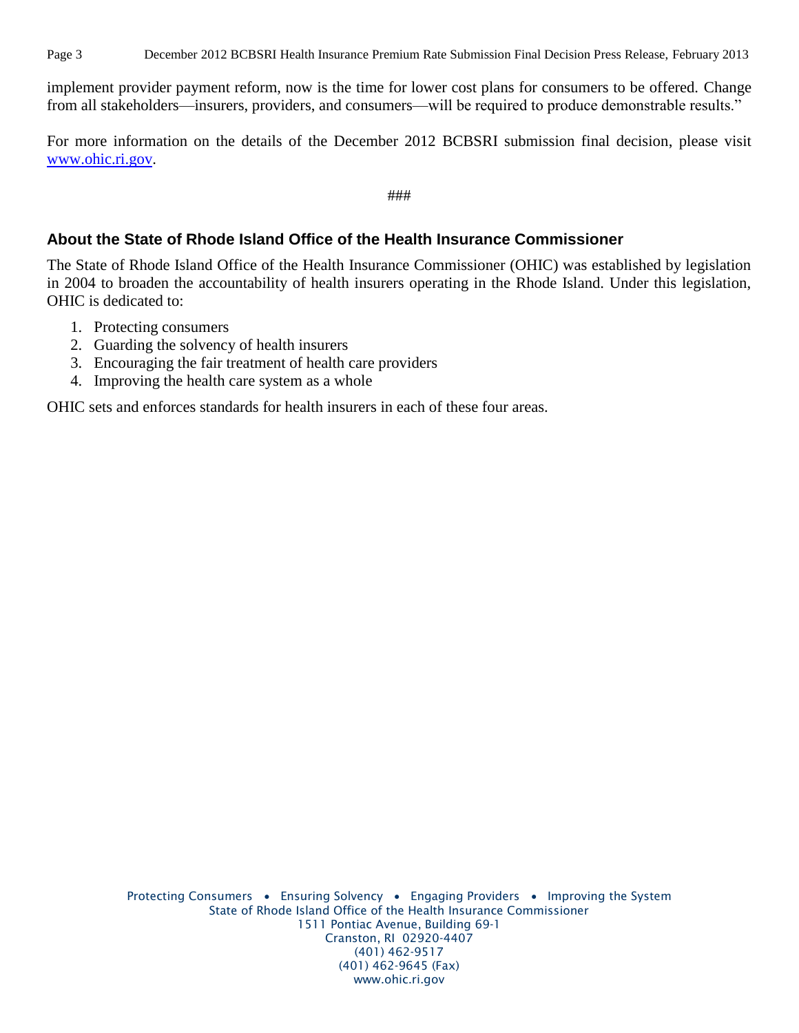implement provider payment reform, now is the time for lower cost plans for consumers to be offered. Change from all stakeholders—insurers, providers, and consumers—will be required to produce demonstrable results."

For more information on the details of the December 2012 BCBSRI submission final decision, please visit [www.ohic.ri.gov](http://www.ohic.ri.gov).

###

## About the State of Rhode Island Office of the Health Insurance Commissioner

The State of Rhode Island Office of the Health Insurance Commissioner (OHIC) was established by legislation in 2004 to broaden the accountability of health insurers operating in the Rhode Island. Under this legislation, OHIC is dedicated to:

1. Protecting consumers
2. Guarding the solvency of health insurers
3. Encouraging the fair treatment of health care providers
4. Improving the health care system as a whole

OHIC sets and enforces standards for health insurers in each of these four areas.

Protecting Consumers • Ensuring Solvency • Engaging Providers • Improving the System
State of Rhode Island Office of the Health Insurance Commissioner
1511 Pontiac Avenue, Building 69-1
Cranston, RI 02920-4407
(401) 462-9517
(401) 462-9645 (Fax)
www.ohic.ri.gov